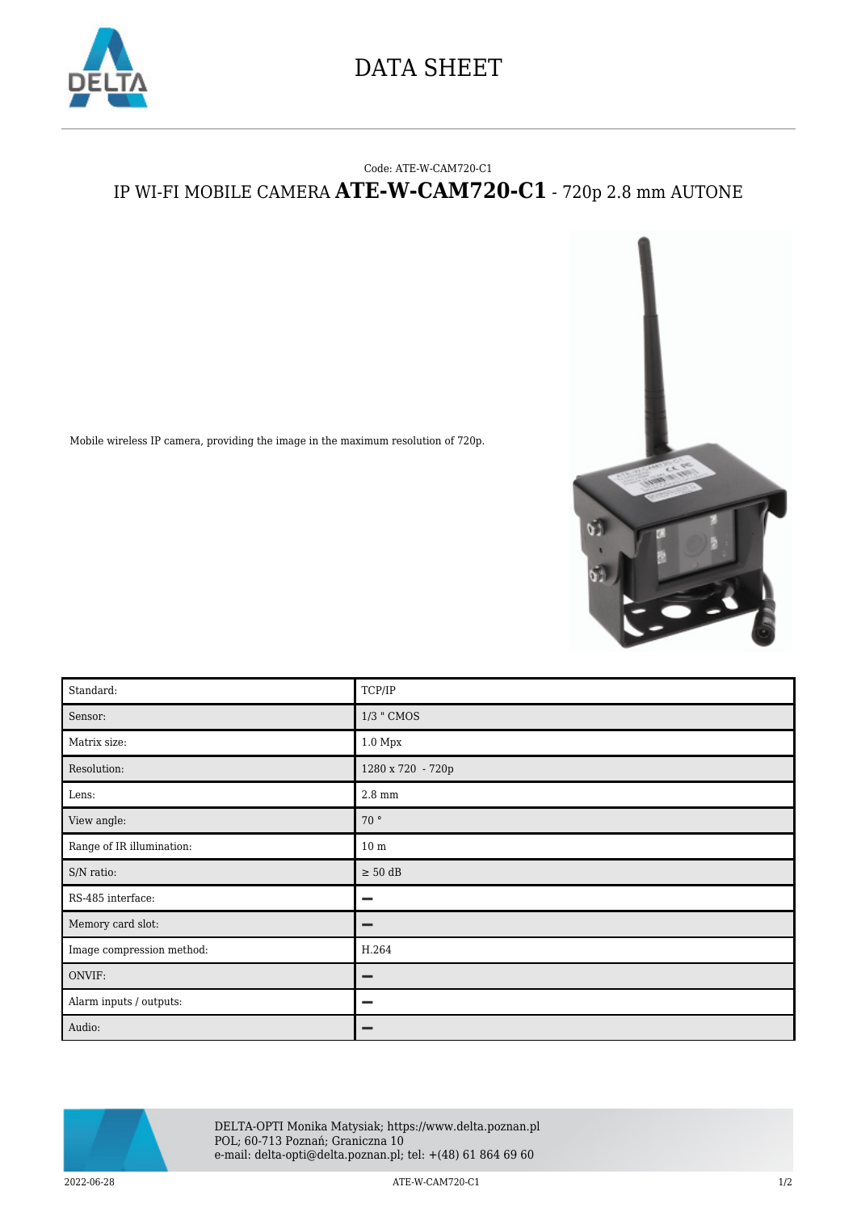# DATA SHEET

Code: ATE-W-CAM720-C1

## IP WI-FI MOBILE CAMERA **ATE-W-CAM720-C1** - 720p 2.8 mm AUTONE

Mobile wireless IP camera, providing the image in the maximum resolution of 720p.

| | |
|---|---|
| Standard: | TCP/IP |
| Sensor: | 1/3 " CMOS |
| Matrix size: | 1.0 Mpx |
| Resolution: | 1280 x 720 - 720p |
| Lens: | 2.8 mm |
| View angle: | 70 ° |
| Range of IR illumination: | 10 m |
| S/N ratio: | ≥ 50 dB |
| RS-485 interface: | – |
| Memory card slot: | – |
| Image compression method: | H.264 |
| ONVIF: | – |
| Alarm inputs / outputs: | – |
| Audio: | – |

DELTA-OPTI Monika Matysiak; https://www.delta.poznan.pl
POL; 60-713 Poznań; Graniczna 10
e-mail: delta-opti@delta.poznan.pl; tel: +(48) 61 864 69 60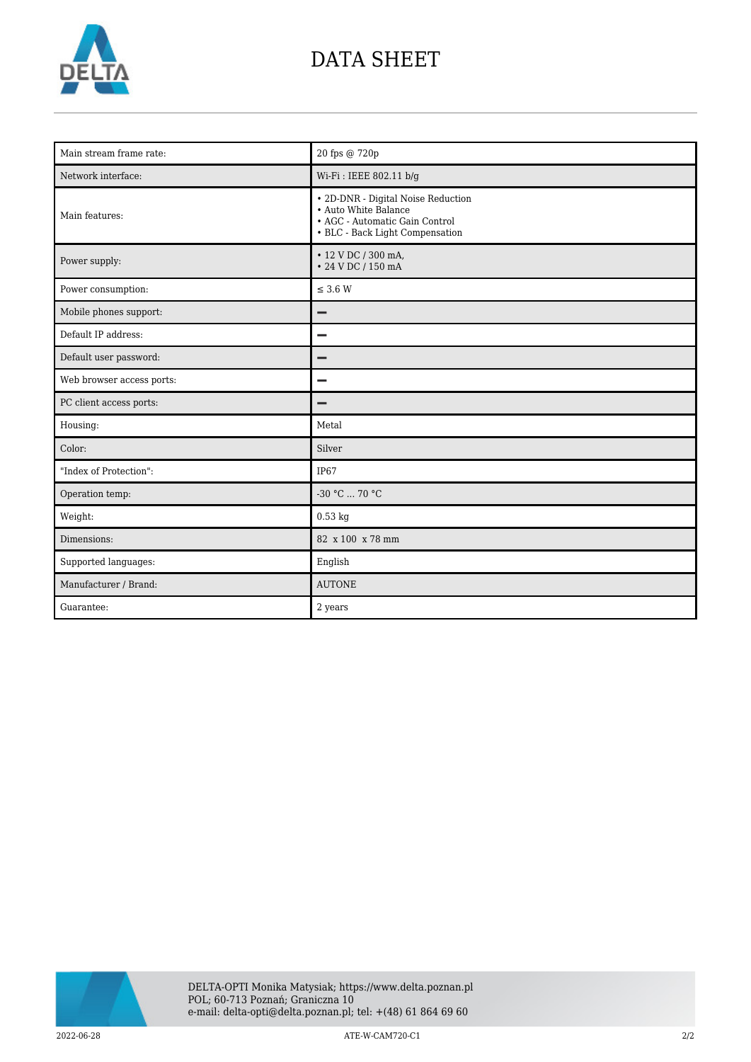# DATA SHEET

| | |
|---|---|
| Main stream frame rate: | 20 fps @ 720p |
| Network interface: | Wi-Fi : IEEE 802.11 b/g |
| Main features: | • 2D-DNR - Digital Noise Reduction<br>• Auto White Balance<br>• AGC - Automatic Gain Control<br>• BLC - Back Light Compensation |
| Power supply: | • 12 V DC / 300 mA,<br>• 24 V DC / 150 mA |
| Power consumption: | ≤ 3.6 W |
| Mobile phones support: | − |
| Default IP address: | − |
| Default user password: | − |
| Web browser access ports: | − |
| PC client access ports: | − |
| Housing: | Metal |
| Color: | Silver |
| "Index of Protection": | IP67 |
| Operation temp: | -30 °C ... 70 °C |
| Weight: | 0.53 kg |
| Dimensions: | 82 x 100 x 78 mm |
| Supported languages: | English |
| Manufacturer / Brand: | AUTONE |
| Guarantee: | 2 years |

DELTA-OPTI Monika Matysiak; https://www.delta.poznan.pl
POL; 60-713 Poznań; Graniczna 10
e-mail: delta-opti@delta.poznan.pl; tel: +(48) 61 864 69 60

2022-06-28 ATE-W-CAM720-C1